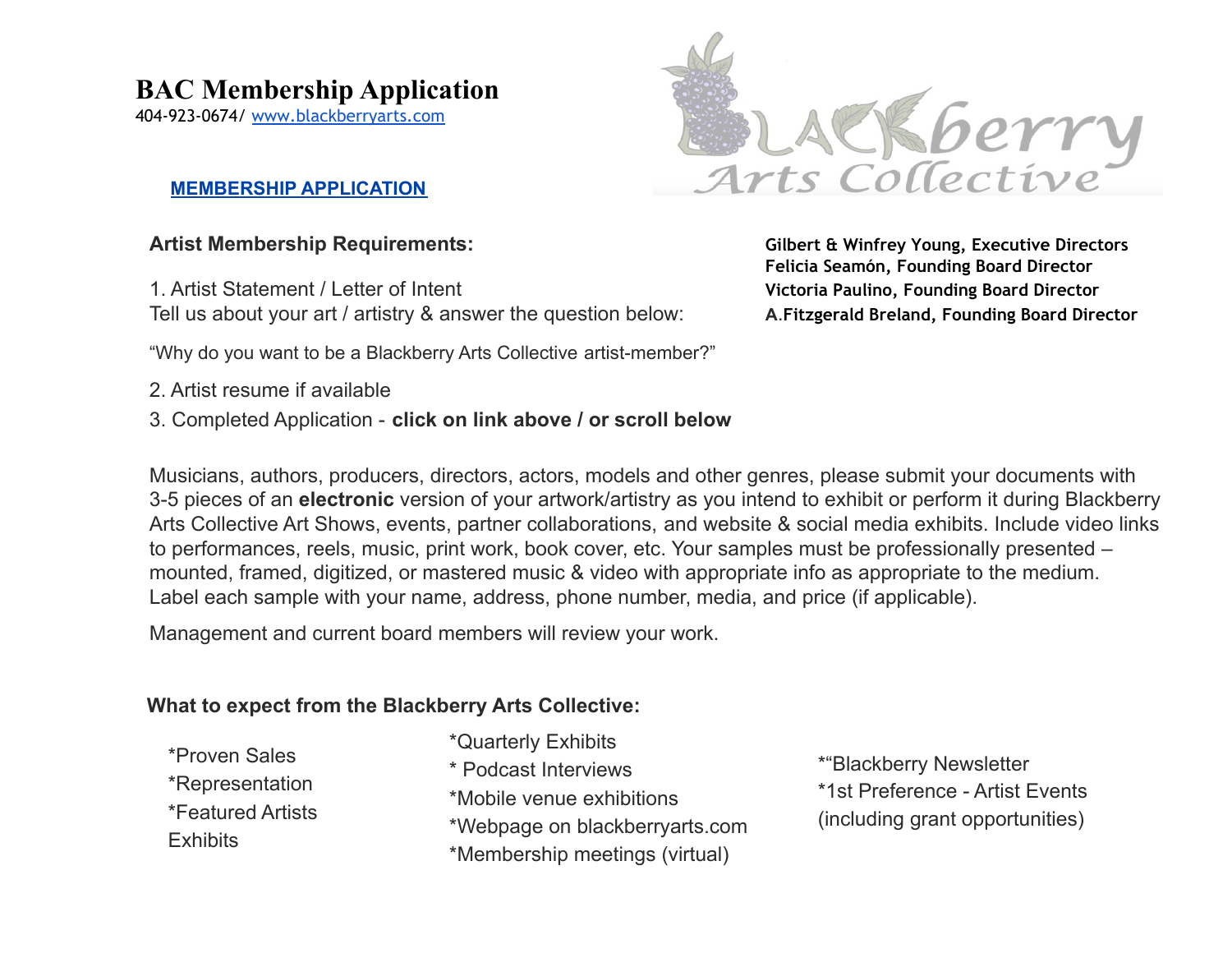# BAC Membership Application

404-923-0674/ [www.blackberryarts.com](http://www.blackberryarts.com)

Blackberry Arts Collective

**Gilbert & Winfrey Young, Executive Directors**
**Felicia Seamón, Founding Board Director**
**Victoria Paulino, Founding Board Director**
**A.Fitzgerald Breland, Founding Board Director**

**[MEMBERSHIP APPLICATION](#)**

## Artist Membership Requirements:

1. Artist Statement / Letter of Intent
Tell us about your art / artistry & answer the question below:

"Why do you want to be a Blackberry Arts Collective artist-member?"

2. Artist resume if available
3. Completed Application - **click on link above / or scroll below**

Musicians, authors, producers, directors, actors, models and other genres, please submit your documents with 3-5 pieces of an **electronic** version of your artwork/artistry as you intend to exhibit or perform it during Blackberry Arts Collective Art Shows, events, partner collaborations, and website & social media exhibits. Include video links to performances, reels, music, print work, book cover, etc. Your samples must be professionally presented – mounted, framed, digitized, or mastered music & video with appropriate info as appropriate to the medium. Label each sample with your name, address, phone number, media, and price (if applicable).

Management and current board members will review your work.

## What to expect from the Blackberry Arts Collective:

*Proven Sales
*Representation
*Featured Artists Exhibits

*Quarterly Exhibits
* Podcast Interviews
*Mobile venue exhibitions
*Webpage on blackberryarts.com
*Membership meetings (virtual)

*"Blackberry Newsletter
*1st Preference - Artist Events (including grant opportunities)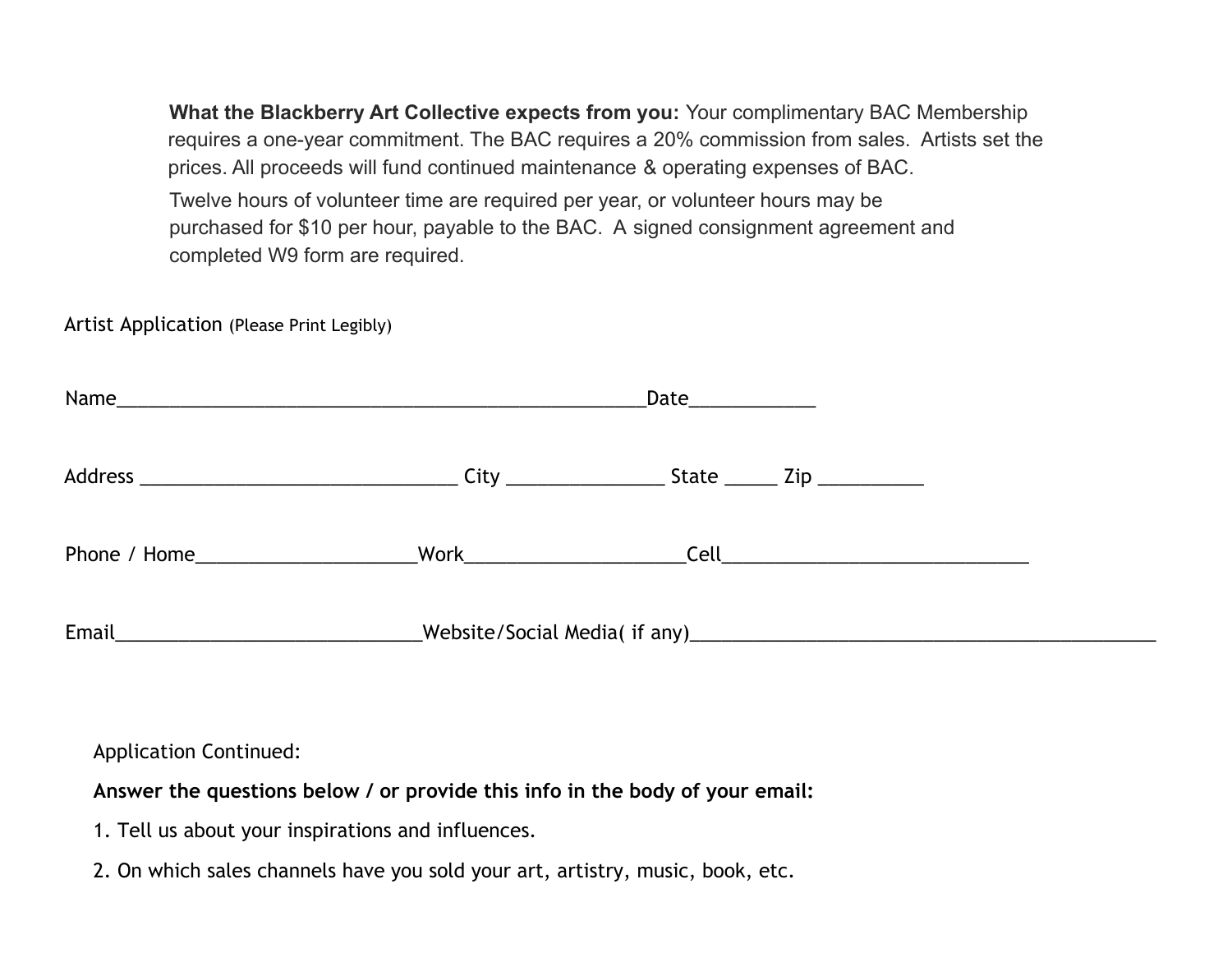**What the Blackberry Art Collective expects from you:** Your complimentary BAC Membership requires a one-year commitment. The BAC requires a 20% commission from sales. Artists set the prices. All proceeds will fund continued maintenance & operating expenses of BAC.

Twelve hours of volunteer time are required per year, or volunteer hours may be purchased for $10 per hour, payable to the BAC. A signed consignment agreement and completed W9 form are required.

Artist Application (Please Print Legibly)

Name___________________________________________________Date____________

Address ______________________________ City _______________ State _____ Zip __________

Phone / Home_____________________Work_____________________Cell_____________________________

Email_____________________________Website/Social Media( if any)____________________________________________

Application Continued:

**Answer the questions below / or provide this info in the body of your email:**

1. Tell us about your inspirations and influences.
2. On which sales channels have you sold your art, artistry, music, book, etc.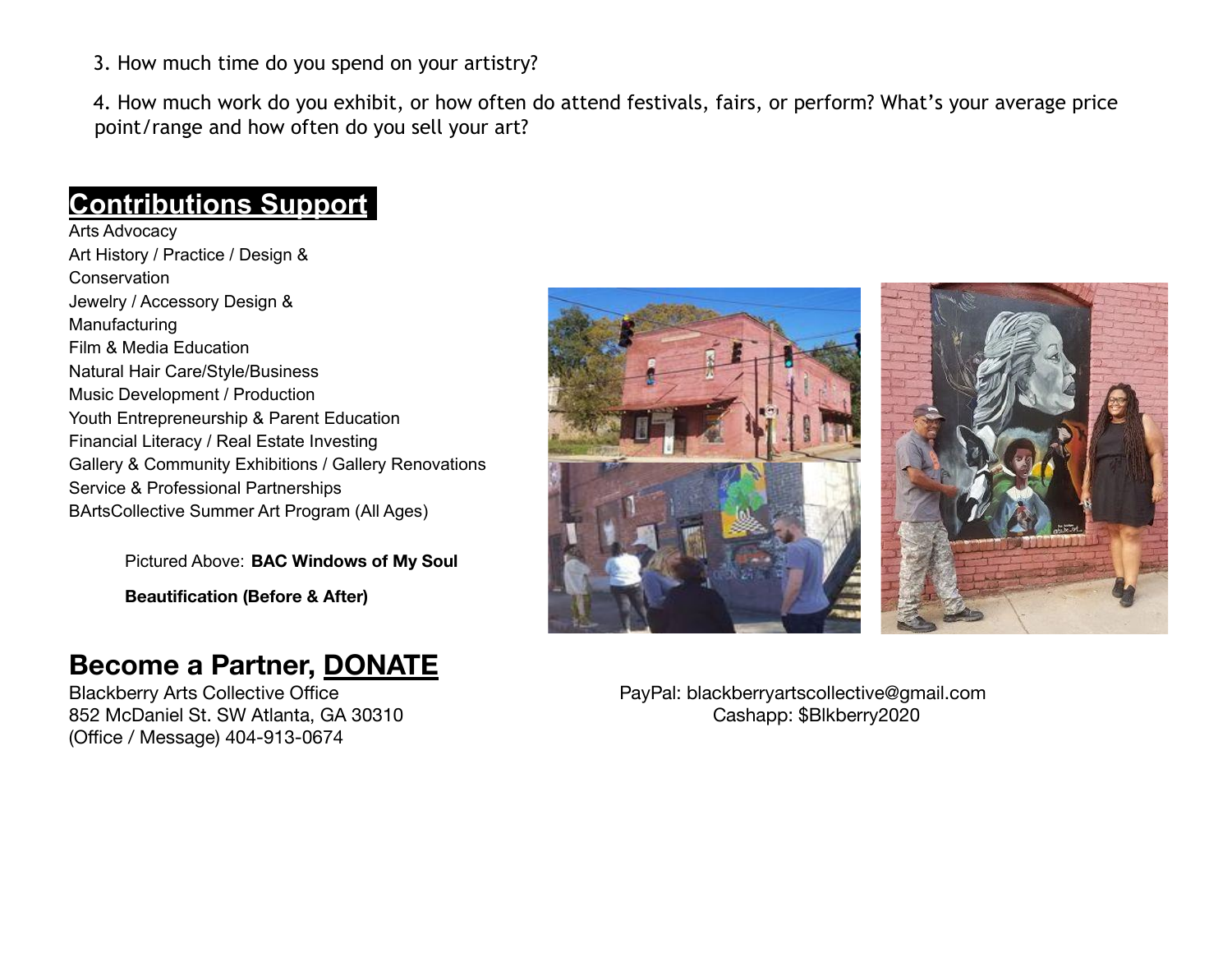3. How much time do you spend on your artistry?

4. How much work do you exhibit, or how often do attend festivals, fairs, or perform? What's your average price point/range and how often do you sell your art?

## Contributions Support

Arts Advocacy
Art History / Practice / Design & Conservation
Jewelry / Accessory Design & Manufacturing
Film & Media Education
Natural Hair Care/Style/Business
Music Development / Production
Youth Entrepreneurship & Parent Education
Financial Literacy / Real Estate Investing
Gallery & Community Exhibitions / Gallery Renovations
Service & Professional Partnerships
BArtsCollective Summer Art Program (All Ages)

Pictured Above: **BAC Windows of My Soul Beautification (Before & After)**

## Become a Partner, DONATE

Blackberry Arts Collective Office
852 McDaniel St. SW Atlanta, GA 30310
(Office / Message) 404-913-0674

PayPal: blackberryartscollective@gmail.com
Cashapp: $Blkberry2020